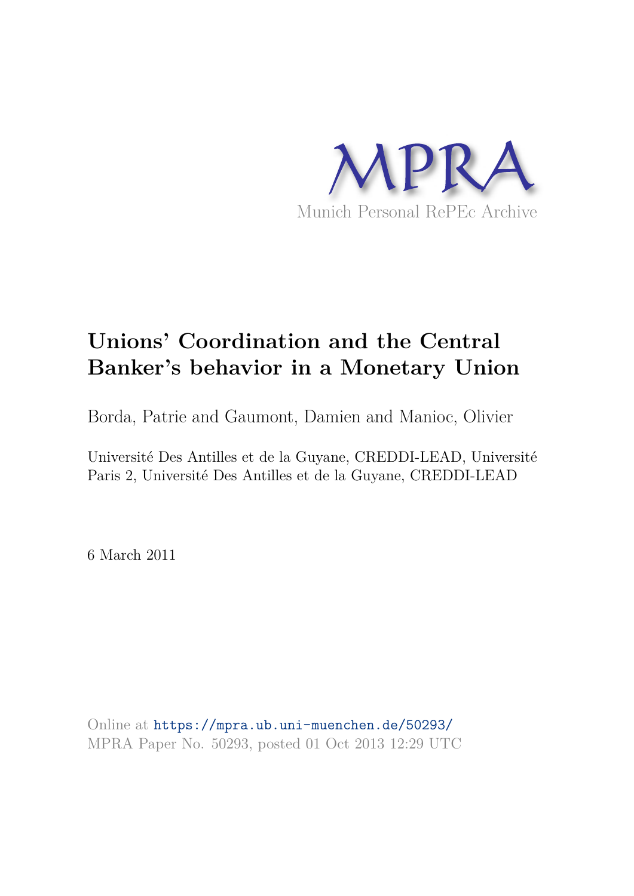MPRA

Munich Personal RePEc Archive

# Unions' Coordination and the Central Banker's behavior in a Monetary Union

Borda, Patrie and Gaumont, Damien and Manioc, Olivier

Université Des Antilles et de la Guyane, CREDDI-LEAD, Université Paris 2, Université Des Antilles et de la Guyane, CREDDI-LEAD

6 March 2011

Online at https://mpra.ub.uni-muenchen.de/50293/
MPRA Paper No. 50293, posted 01 Oct 2013 12:29 UTC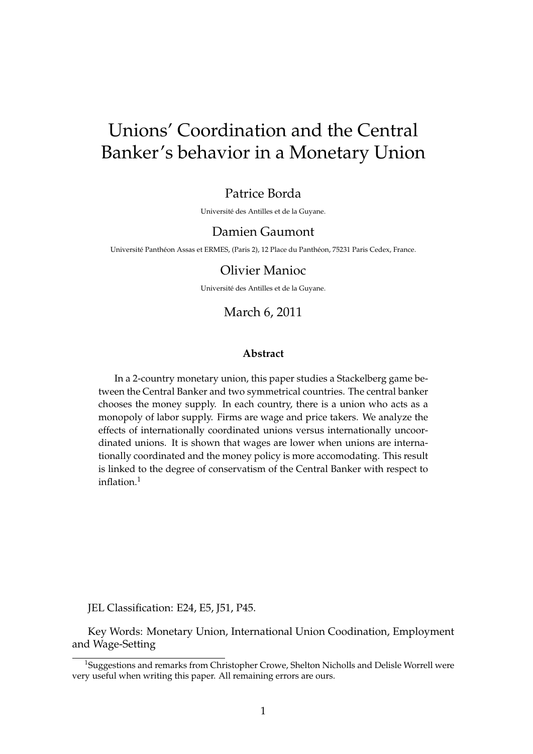# Unions' Coordination and the Central Banker's behavior in a Monetary Union

Patrice Borda

Université des Antilles et de la Guyane.

Damien Gaumont

Université Panthéon Assas et ERMES, (Paris 2), 12 Place du Panthéon, 75231 Paris Cedex, France.

Olivier Manioc

Université des Antilles et de la Guyane.

March 6, 2011

**Abstract**

In a 2-country monetary union, this paper studies a Stackelberg game between the Central Banker and two symmetrical countries. The central banker chooses the money supply. In each country, there is a union who acts as a monopoly of labor supply. Firms are wage and price takers. We analyze the effects of internationally coordinated unions versus internationally uncoordinated unions. It is shown that wages are lower when unions are internationally coordinated and the money policy is more accomodating. This result is linked to the degree of conservatism of the Central Banker with respect to inflation.[1]

JEL Classification: E24, E5, J51, P45.

Key Words: Monetary Union, International Union Coodination, Employment and Wage-Setting

[1] Suggestions and remarks from Christopher Crowe, Shelton Nicholls and Delisle Worrell were very useful when writing this paper. All remaining errors are ours.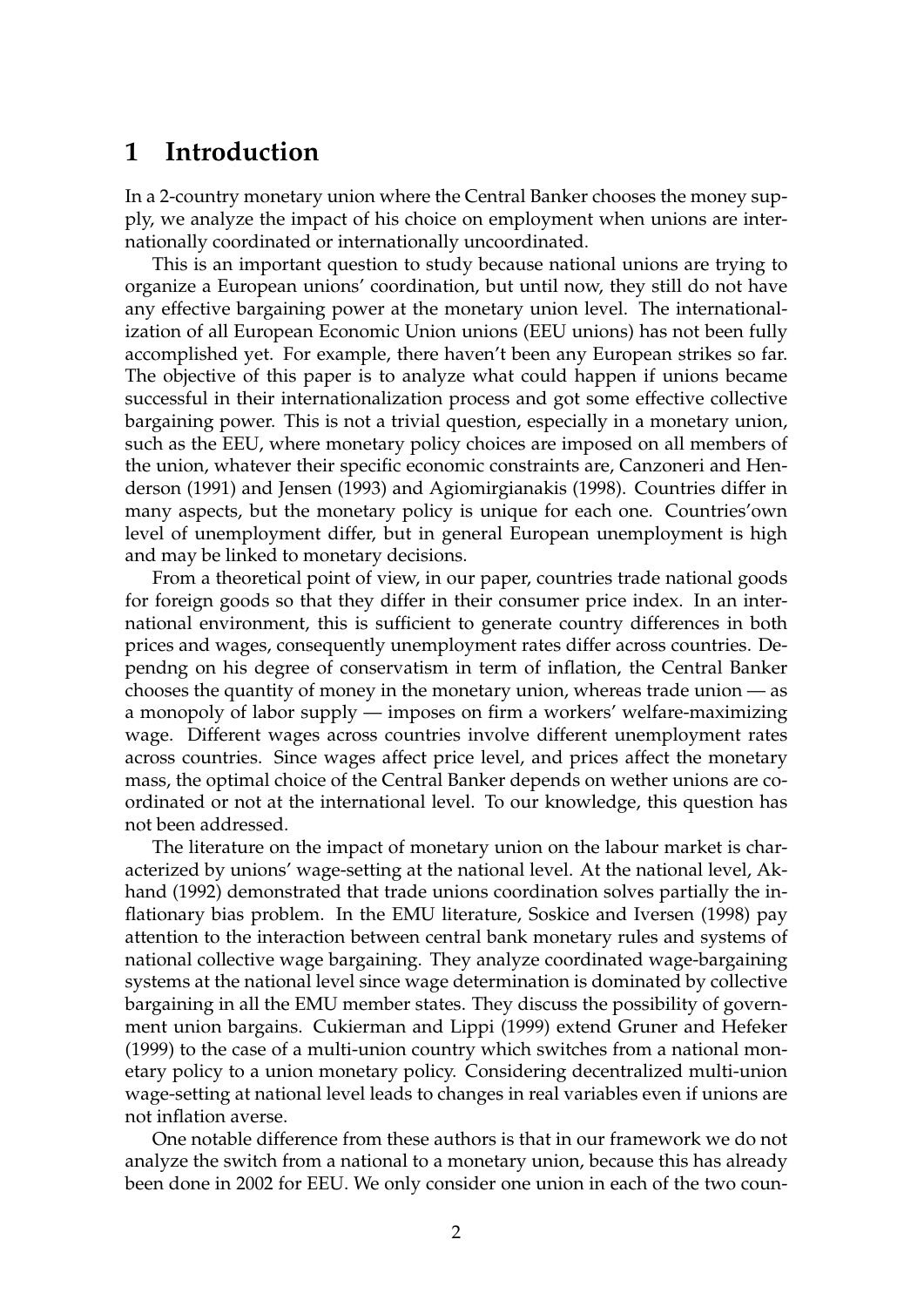# 1 Introduction

In a 2-country monetary union where the Central Banker chooses the money supply, we analyze the impact of his choice on employment when unions are internationally coordinated or internationally uncoordinated.

This is an important question to study because national unions are trying to organize a European unions' coordination, but until now, they still do not have any effective bargaining power at the monetary union level. The internationalization of all European Economic Union unions (EEU unions) has not been fully accomplished yet. For example, there haven't been any European strikes so far. The objective of this paper is to analyze what could happen if unions became successful in their internationalization process and got some effective collective bargaining power. This is not a trivial question, especially in a monetary union, such as the EEU, where monetary policy choices are imposed on all members of the union, whatever their specific economic constraints are, Canzoneri and Henderson (1991) and Jensen (1993) and Agiomirgianakis (1998). Countries differ in many aspects, but the monetary policy is unique for each one. Countries'own level of unemployment differ, but in general European unemployment is high and may be linked to monetary decisions.

From a theoretical point of view, in our paper, countries trade national goods for foreign goods so that they differ in their consumer price index. In an international environment, this is sufficient to generate country differences in both prices and wages, consequently unemployment rates differ across countries. Dependng on his degree of conservatism in term of inflation, the Central Banker chooses the quantity of money in the monetary union, whereas trade union — as a monopoly of labor supply — imposes on firm a workers' welfare-maximizing wage. Different wages across countries involve different unemployment rates across countries. Since wages affect price level, and prices affect the monetary mass, the optimal choice of the Central Banker depends on wether unions are coordinated or not at the international level. To our knowledge, this question has not been addressed.

The literature on the impact of monetary union on the labour market is characterized by unions' wage-setting at the national level. At the national level, Akhand (1992) demonstrated that trade unions coordination solves partially the inflationary bias problem. In the EMU literature, Soskice and Iversen (1998) pay attention to the interaction between central bank monetary rules and systems of national collective wage bargaining. They analyze coordinated wage-bargaining systems at the national level since wage determination is dominated by collective bargaining in all the EMU member states. They discuss the possibility of government union bargains. Cukierman and Lippi (1999) extend Gruner and Hefeker (1999) to the case of a multi-union country which switches from a national monetary policy to a union monetary policy. Considering decentralized multi-union wage-setting at national level leads to changes in real variables even if unions are not inflation averse.

One notable difference from these authors is that in our framework we do not analyze the switch from a national to a monetary union, because this has already been done in 2002 for EEU. We only consider one union in each of the two coun-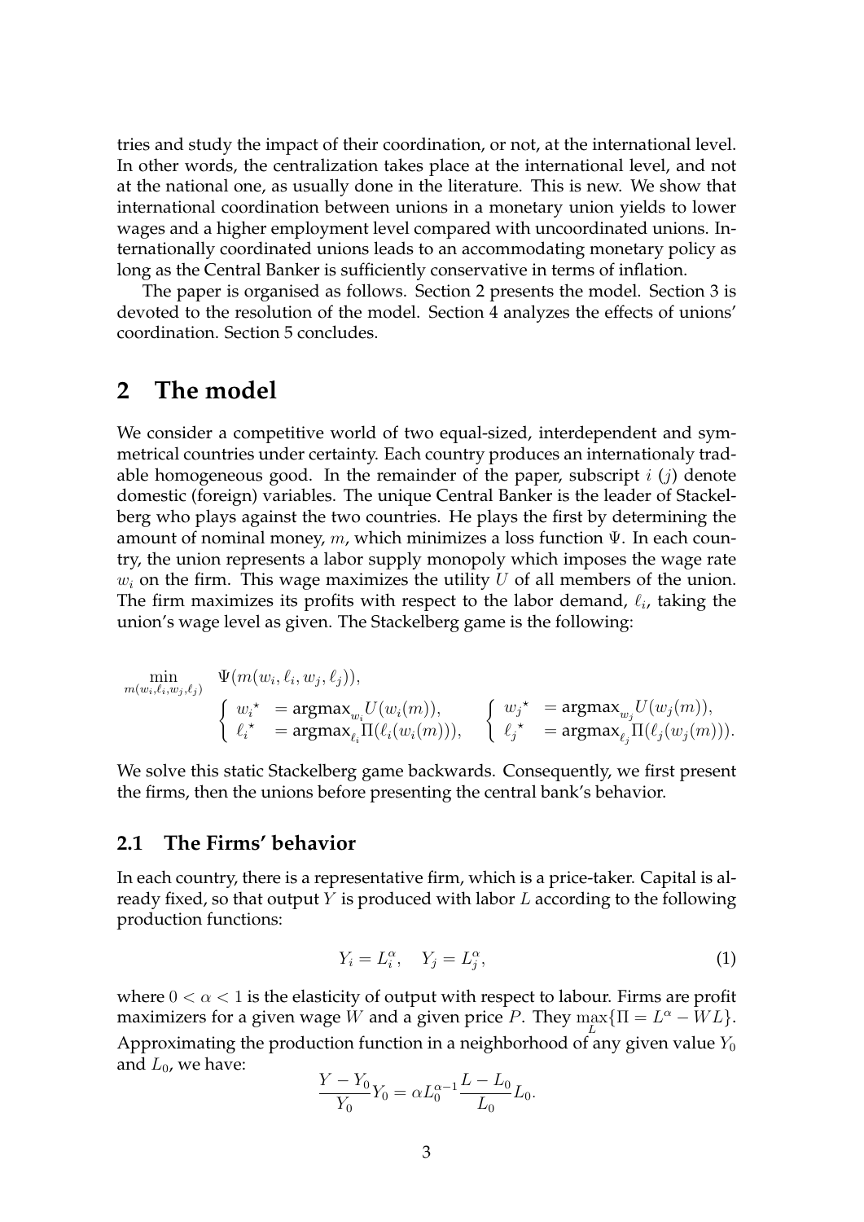tries and study the impact of their coordination, or not, at the international level. In other words, the centralization takes place at the international level, and not at the national one, as usually done in the literature. This is new. We show that international coordination between unions in a monetary union yields to lower wages and a higher employment level compared with uncoordinated unions. Internationally coordinated unions leads to an accommodating monetary policy as long as the Central Banker is sufficiently conservative in terms of inflation.

The paper is organised as follows. Section 2 presents the model. Section 3 is devoted to the resolution of the model. Section 4 analyzes the effects of unions' coordination. Section 5 concludes.

# 2 The model

We consider a competitive world of two equal-sized, interdependent and symmetrical countries under certainty. Each country produces an internationaly tradable homogeneous good. In the remainder of the paper, subscript $i$ ($j$) denote domestic (foreign) variables. The unique Central Banker is the leader of Stackelberg who plays against the two countries. He plays the first by determining the amount of nominal money, $m$, which minimizes a loss function $\Psi$. In each country, the union represents a labor supply monopoly which imposes the wage rate $w_i$ on the firm. This wage maximizes the utility $U$ of all members of the union. The firm maximizes its profits with respect to the labor demand, $\ell_i$, taking the union's wage level as given. The Stackelberg game is the following:

$$
\min_{m(w_i,\ell_i,w_j,\ell_j)} \quad \Psi(m(w_i,\ell_i,w_j,\ell_j)),
$$

$$
\begin{cases} w_i{}^\star &= \text{argmax}_{w_i} U(w_i(m)), \\ \ell_i{}^\star &= \text{argmax}_{\ell_i} \Pi(\ell_i(w_i(m))), \end{cases} \quad \begin{cases} w_j{}^\star &= \text{argmax}_{w_j} U(w_j(m)), \\ \ell_j{}^\star &= \text{argmax}_{\ell_j} \Pi(\ell_j(w_j(m))). \end{cases}
$$

We solve this static Stackelberg game backwards. Consequently, we first present the firms, then the unions before presenting the central bank's behavior.

## 2.1 The Firms' behavior

In each country, there is a representative firm, which is a price-taker. Capital is already fixed, so that output $Y$ is produced with labor $L$ according to the following production functions:

$$
Y_i = L_i^\alpha, \quad Y_j = L_j^\alpha, \tag{1}
$$

where $0 < \alpha < 1$ is the elasticity of output with respect to labour. Firms are profit maximizers for a given wage $W$ and a given price $P$. They $\max_L \{\Pi = L^\alpha - WL\}$. Approximating the production function in a neighborhood of any given value $Y_0$ and $L_0$, we have:

$$
\frac{Y - Y_0}{Y_0} Y_0 = \alpha L_0^{\alpha - 1} \frac{L - L_0}{L_0} L_0.
$$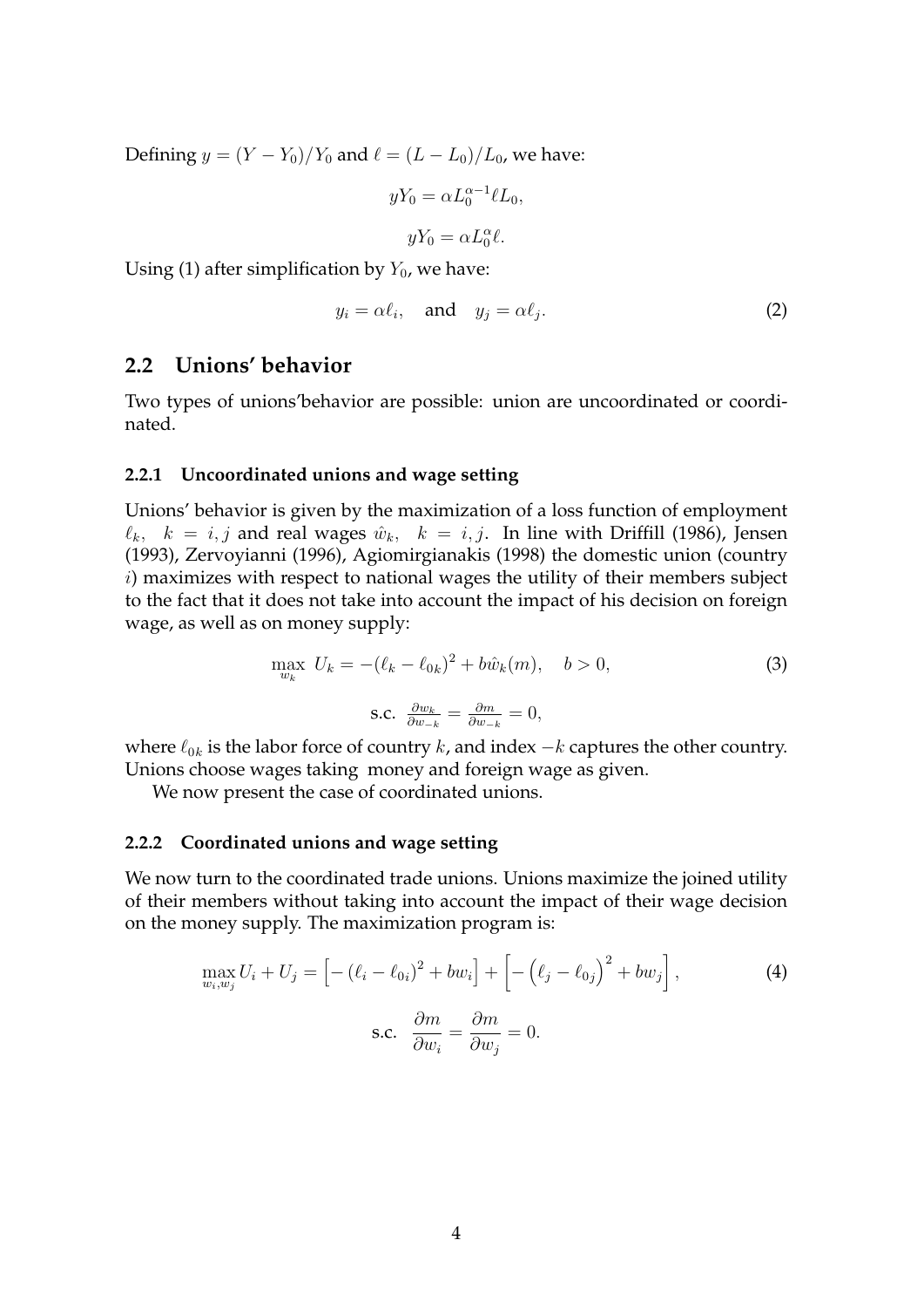Defining $y = (Y - Y_0)/Y_0$ and $\ell = (L - L_0)/L_0$, we have:

$$yY_0 = \alpha L_0^{\alpha-1}\ell L_0,$$

$$yY_0 = \alpha L_0^{\alpha}\ell.$$

Using (1) after simplification by $Y_0$, we have:

$$y_i = \alpha\ell_i, \quad \text{and} \quad y_j = \alpha\ell_j. \tag{2}$$

## 2.2 Unions' behavior

Two types of unions'behavior are possible: union are uncoordinated or coordinated.

### 2.2.1 Uncoordinated unions and wage setting

Unions' behavior is given by the maximization of a loss function of employment $\ell_k, \quad k = i, j$ and real wages $\hat{w}_k, \quad k = i, j$. In line with Driffill (1986), Jensen (1993), Zervoyianni (1996), Agiomirgianakis (1998) the domestic union (country $i$) maximizes with respect to national wages the utility of their members subject to the fact that it does not take into account the impact of his decision on foreign wage, as well as on money supply:

$$\max_{w_k} \; U_k = -(\ell_k - \ell_{0k})^2 + b\hat{w}_k(m), \quad b > 0, \tag{3}$$

$$\text{s.c. } \frac{\partial w_k}{\partial w_{-k}} = \frac{\partial m}{\partial w_{-k}} = 0,$$

where $\ell_{0k}$ is the labor force of country $k$, and index $-k$ captures the other country. Unions choose wages taking money and foreign wage as given.

We now present the case of coordinated unions.

### 2.2.2 Coordinated unions and wage setting

We now turn to the coordinated trade unions. Unions maximize the joined utility of their members without taking into account the impact of their wage decision on the money supply. The maximization program is:

$$\max_{w_i, w_j} U_i + U_j = \left[ -\left(\ell_i - \ell_{0i}\right)^2 + bw_i \right] + \left[ -\left(\ell_j - \ell_{0j}\right)^2 + bw_j \right], \tag{4}$$

$$\text{s.c. } \frac{\partial m}{\partial w_i} = \frac{\partial m}{\partial w_j} = 0.$$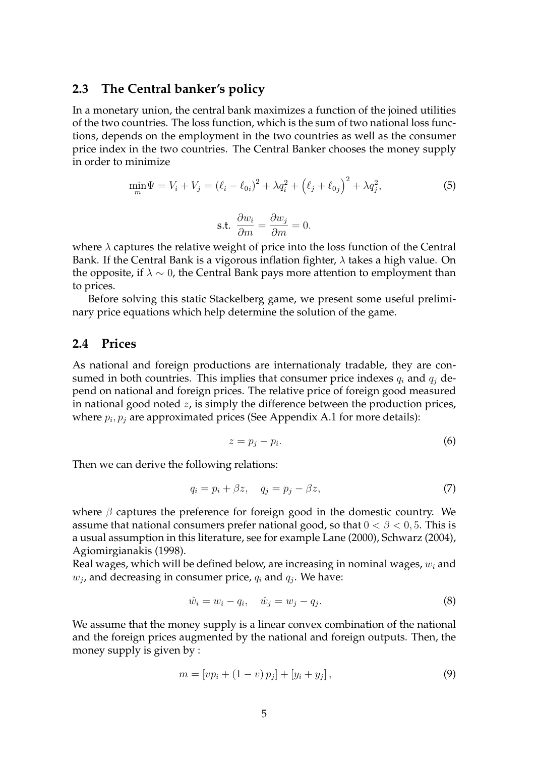## 2.3 The Central banker's policy

In a monetary union, the central bank maximizes a function of the joined utilities of the two countries. The loss function, which is the sum of two national loss functions, depends on the employment in the two countries as well as the consumer price index in the two countries. The Central Banker chooses the money supply in order to minimize

$$\min_m \Psi = V_i + V_j = (\ell_i - \ell_{0i})^2 + \lambda q_i^2 + \left(\ell_j + \ell_{0j}\right)^2 + \lambda q_j^2, \tag{5}$$

$$\text{s.t. } \frac{\partial w_i}{\partial m} = \frac{\partial w_j}{\partial m} = 0.$$

where $\lambda$ captures the relative weight of price into the loss function of the Central Bank. If the Central Bank is a vigorous inflation fighter, $\lambda$ takes a high value. On the opposite, if $\lambda \sim 0$, the Central Bank pays more attention to employment than to prices.

Before solving this static Stackelberg game, we present some useful preliminary price equations which help determine the solution of the game.

## 2.4 Prices

As national and foreign productions are internationaly tradable, they are consumed in both countries. This implies that consumer price indexes $q_i$ and $q_j$ depend on national and foreign prices. The relative price of foreign good measured in national good noted $z$, is simply the difference between the production prices, where $p_i, p_j$ are approximated prices (See Appendix A.1 for more details):

$$z = p_j - p_i. \tag{6}$$

Then we can derive the following relations:

$$q_i = p_i + \beta z, \quad q_j = p_j - \beta z, \tag{7}$$

where $\beta$ captures the preference for foreign good in the domestic country. We assume that national consumers prefer national good, so that $0 < \beta < 0,5$. This is a usual assumption in this literature, see for example Lane (2000), Schwarz (2004), Agiomirgianakis (1998).

Real wages, which will be defined below, are increasing in nominal wages, $w_i$ and $w_j$, and decreasing in consumer price, $q_i$ and $q_j$. We have:

$$\hat{w}_i = w_i - q_i, \quad \hat{w}_j = w_j - q_j. \tag{8}$$

We assume that the money supply is a linear convex combination of the national and the foreign prices augmented by the national and foreign outputs. Then, the money supply is given by :

$$m = [vp_i + (1 - v)\, p_j] + [y_i + y_j]\,, \tag{9}$$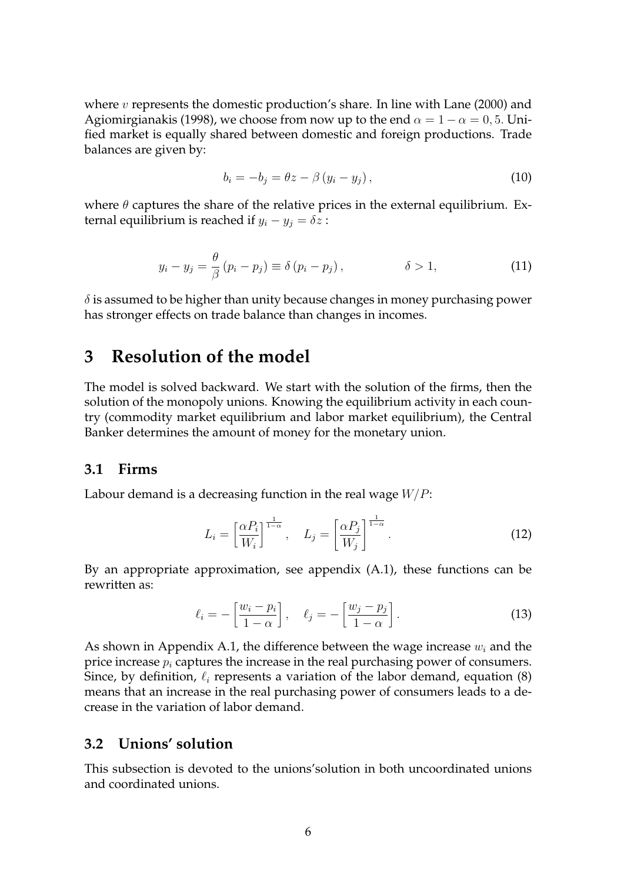where $v$ represents the domestic production's share. In line with Lane (2000) and Agiomirgianakis (1998), we choose from now up to the end $\alpha = 1 - \alpha = 0,5$. Unified market is equally shared between domestic and foreign productions. Trade balances are given by:

$$b_i = -b_j = \theta z - \beta \left( y_i - y_j \right), \tag{10}$$

where $\theta$ captures the share of the relative prices in the external equilibrium. External equilibrium is reached if $y_i - y_j = \delta z$ :

$$y_i - y_j = \frac{\theta}{\beta} \left( p_i - p_j \right) \equiv \delta \left( p_i - p_j \right), \qquad \delta > 1, \tag{11}$$

$\delta$ is assumed to be higher than unity because changes in money purchasing power has stronger effects on trade balance than changes in incomes.

# 3 Resolution of the model

The model is solved backward. We start with the solution of the firms, then the solution of the monopoly unions. Knowing the equilibrium activity in each country (commodity market equilibrium and labor market equilibrium), the Central Banker determines the amount of money for the monetary union.

## 3.1 Firms

Labour demand is a decreasing function in the real wage $W/P$:

$$L_i = \left[ \frac{\alpha P_i}{W_i} \right]^{\frac{1}{1-\alpha}}, \quad L_j = \left[ \frac{\alpha P_j}{W_j} \right]^{\frac{1}{1-\alpha}}. \tag{12}$$

By an appropriate approximation, see appendix (A.1), these functions can be rewritten as:

$$\ell_i = -\left[ \frac{w_i - p_i}{1-\alpha} \right], \quad \ell_j = -\left[ \frac{w_j - p_j}{1-\alpha} \right]. \tag{13}$$

As shown in Appendix A.1, the difference between the wage increase $w_i$ and the price increase $p_i$ captures the increase in the real purchasing power of consumers. Since, by definition, $\ell_i$ represents a variation of the labor demand, equation (8) means that an increase in the real purchasing power of consumers leads to a decrease in the variation of labor demand.

## 3.2 Unions' solution

This subsection is devoted to the unions'solution in both uncoordinated unions and coordinated unions.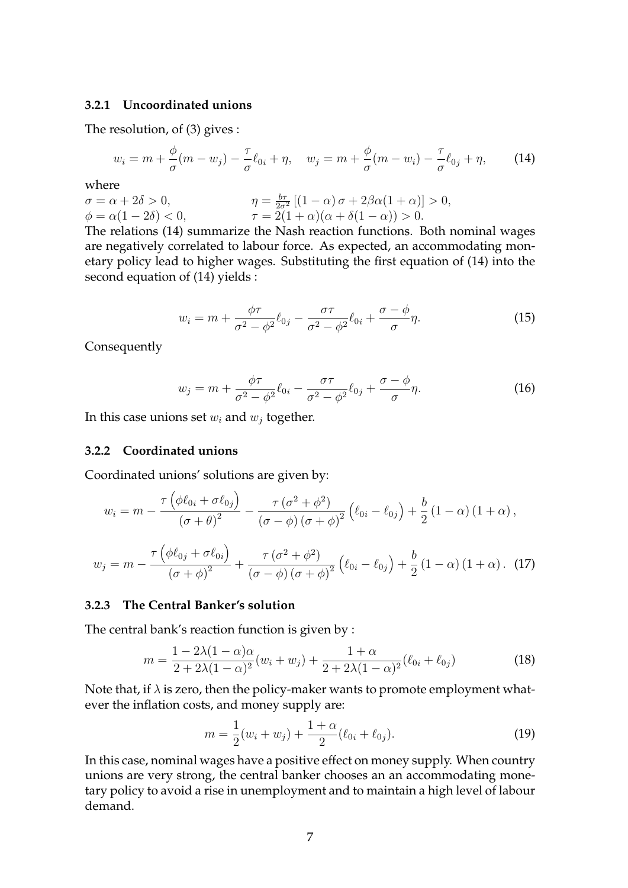#### 3.2.1 Uncoordinated unions

The resolution, of (3) gives :

$$w_i = m + \frac{\phi}{\sigma}(m - w_j) - \frac{\tau}{\sigma}\ell_{0i} + \eta, \quad w_j = m + \frac{\phi}{\sigma}(m - w_i) - \frac{\tau}{\sigma}\ell_{0j} + \eta, \tag{14}$$

where

$\sigma = \alpha + 2\delta > 0,$ $\qquad \eta = \frac{b\tau}{2\sigma^2}\left[(1-\alpha)\,\sigma + 2\beta\alpha(1+\alpha)\right] > 0,$

$\phi = \alpha(1 - 2\delta) < 0,$ $\qquad \tau = 2(1+\alpha)(\alpha + \delta(1-\alpha)) > 0.$

The relations (14) summarize the Nash reaction functions. Both nominal wages are negatively correlated to labour force. As expected, an accommodating monetary policy lead to higher wages. Substituting the first equation of (14) into the second equation of (14) yields :

$$w_i = m + \frac{\phi\tau}{\sigma^2 - \phi^2}\ell_{0j} - \frac{\sigma\tau}{\sigma^2 - \phi^2}\ell_{0i} + \frac{\sigma - \phi}{\sigma}\eta. \tag{15}$$

Consequently

$$w_j = m + \frac{\phi\tau}{\sigma^2 - \phi^2}\ell_{0i} - \frac{\sigma\tau}{\sigma^2 - \phi^2}\ell_{0j} + \frac{\sigma - \phi}{\sigma}\eta. \tag{16}$$

In this case unions set $w_i$ and $w_j$ together.

#### 3.2.2 Coordinated unions

Coordinated unions' solutions are given by:

$$w_i = m - \frac{\tau\left(\phi\ell_{0i} + \sigma\ell_{0j}\right)}{(\sigma + \theta)^2} - \frac{\tau\left(\sigma^2 + \phi^2\right)}{(\sigma - \phi)\left(\sigma + \phi\right)^2}\left(\ell_{0i} - \ell_{0j}\right) + \frac{b}{2}\left(1 - \alpha\right)\left(1 + \alpha\right),$$

$$w_j = m - \frac{\tau\left(\phi\ell_{0j} + \sigma\ell_{0i}\right)}{(\sigma + \phi)^2} + \frac{\tau\left(\sigma^2 + \phi^2\right)}{(\sigma - \phi)\left(\sigma + \phi\right)^2}\left(\ell_{0i} - \ell_{0j}\right) + \frac{b}{2}\left(1 - \alpha\right)\left(1 + \alpha\right). \tag{17}$$

#### 3.2.3 The Central Banker's solution

The central bank's reaction function is given by :

$$m = \frac{1 - 2\lambda(1-\alpha)\alpha}{2 + 2\lambda(1-\alpha)^2}(w_i + w_j) + \frac{1+\alpha}{2 + 2\lambda(1-\alpha)^2}(\ell_{0i} + \ell_{0j}) \tag{18}$$

Note that, if $\lambda$ is zero, then the policy-maker wants to promote employment whatever the inflation costs, and money supply are:

$$m = \frac{1}{2}(w_i + w_j) + \frac{1+\alpha}{2}(\ell_{0i} + \ell_{0j}). \tag{19}$$

In this case, nominal wages have a positive effect on money supply. When country unions are very strong, the central banker chooses an an accommodating monetary policy to avoid a rise in unemployment and to maintain a high level of labour demand.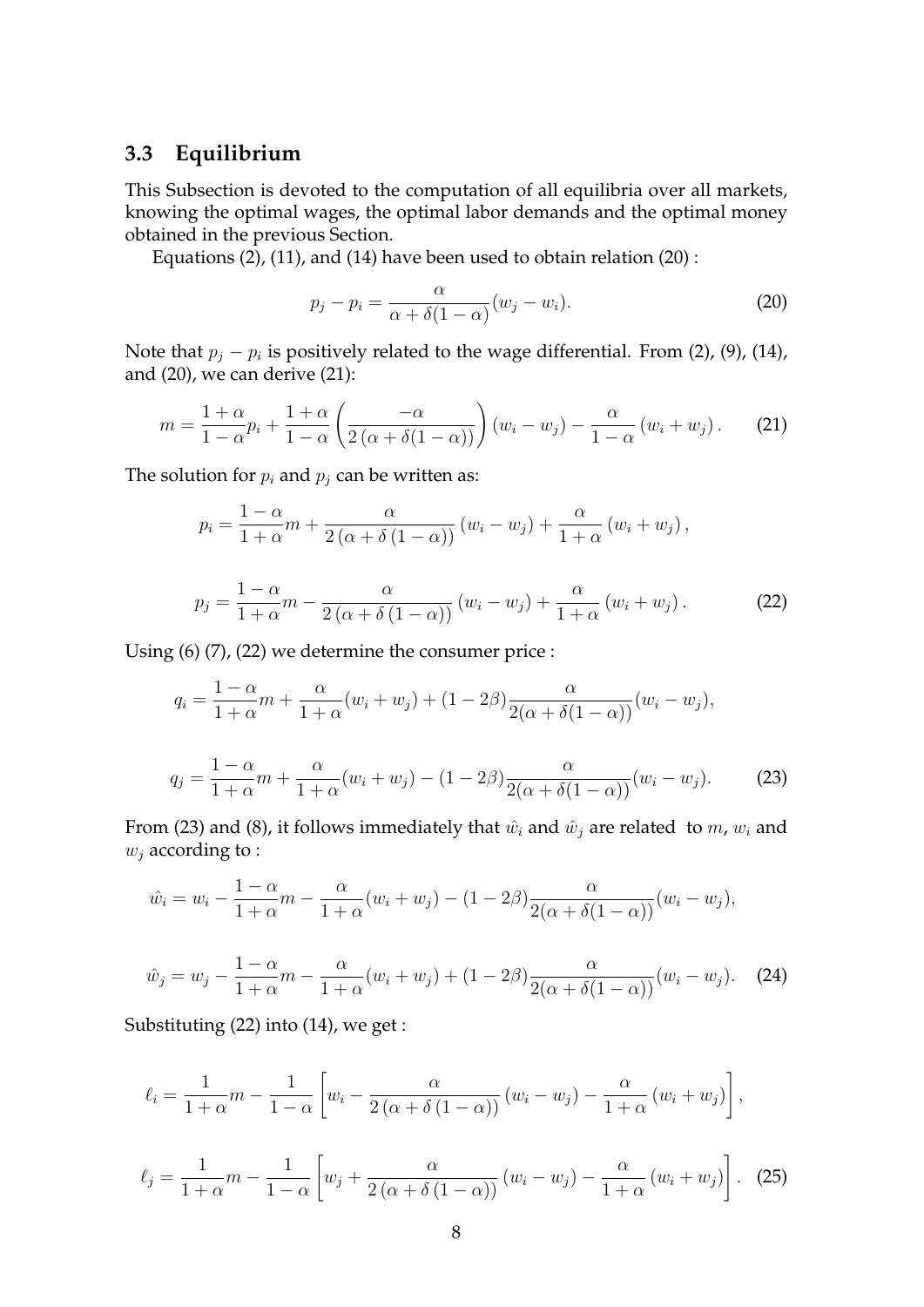### 3.3 Equilibrium

This Subsection is devoted to the computation of all equilibria over all markets, knowing the optimal wages, the optimal labor demands and the optimal money obtained in the previous Section.

Equations (2), (11), and (14) have been used to obtain relation (20) :

$$p_j - p_i = \frac{\alpha}{\alpha + \delta(1-\alpha)}(w_j - w_i). \tag{20}$$

Note that $p_j - p_i$ is positively related to the wage differential. From (2), (9), (14), and (20), we can derive (21):

$$m = \frac{1+\alpha}{1-\alpha}p_i + \frac{1+\alpha}{1-\alpha}\left(\frac{-\alpha}{2\left(\alpha + \delta(1-\alpha)\right)}\right)(w_i - w_j) - \frac{\alpha}{1-\alpha}\left(w_i + w_j\right). \tag{21}$$

The solution for $p_i$ and $p_j$ can be written as:

$$p_i = \frac{1-\alpha}{1+\alpha}m + \frac{\alpha}{2\left(\alpha + \delta\left(1-\alpha\right)\right)}\left(w_i - w_j\right) + \frac{\alpha}{1+\alpha}\left(w_i + w_j\right),$$

$$p_j = \frac{1-\alpha}{1+\alpha}m - \frac{\alpha}{2\left(\alpha + \delta\left(1-\alpha\right)\right)}\left(w_i - w_j\right) + \frac{\alpha}{1+\alpha}\left(w_i + w_j\right). \tag{22}$$

Using (6) (7), (22) we determine the consumer price :

$$q_i = \frac{1-\alpha}{1+\alpha}m + \frac{\alpha}{1+\alpha}(w_i + w_j) + (1-2\beta)\frac{\alpha}{2(\alpha + \delta(1-\alpha))}(w_i - w_j),$$

$$q_j = \frac{1-\alpha}{1+\alpha}m + \frac{\alpha}{1+\alpha}(w_i + w_j) - (1-2\beta)\frac{\alpha}{2(\alpha + \delta(1-\alpha))}(w_i - w_j). \tag{23}$$

From (23) and (8), it follows immediately that $\hat{w}_i$ and $\hat{w}_j$ are related to $m$, $w_i$ and $w_j$ according to :

$$\hat{w}_i = w_i - \frac{1-\alpha}{1+\alpha}m - \frac{\alpha}{1+\alpha}(w_i + w_j) - (1-2\beta)\frac{\alpha}{2(\alpha + \delta(1-\alpha))}(w_i - w_j),$$

$$\hat{w}_j = w_j - \frac{1-\alpha}{1+\alpha}m - \frac{\alpha}{1+\alpha}(w_i + w_j) + (1-2\beta)\frac{\alpha}{2(\alpha + \delta(1-\alpha))}(w_i - w_j). \tag{24}$$

Substituting (22) into (14), we get :

$$\ell_i = \frac{1}{1+\alpha}m - \frac{1}{1-\alpha}\left[w_i - \frac{\alpha}{2\left(\alpha + \delta\left(1-\alpha\right)\right)}\left(w_i - w_j\right) - \frac{\alpha}{1+\alpha}\left(w_i + w_j\right)\right],$$

$$\ell_j = \frac{1}{1+\alpha}m - \frac{1}{1-\alpha}\left[w_j + \frac{\alpha}{2\left(\alpha + \delta\left(1-\alpha\right)\right)}\left(w_i - w_j\right) - \frac{\alpha}{1+\alpha}\left(w_i + w_j\right)\right]. \tag{25}$$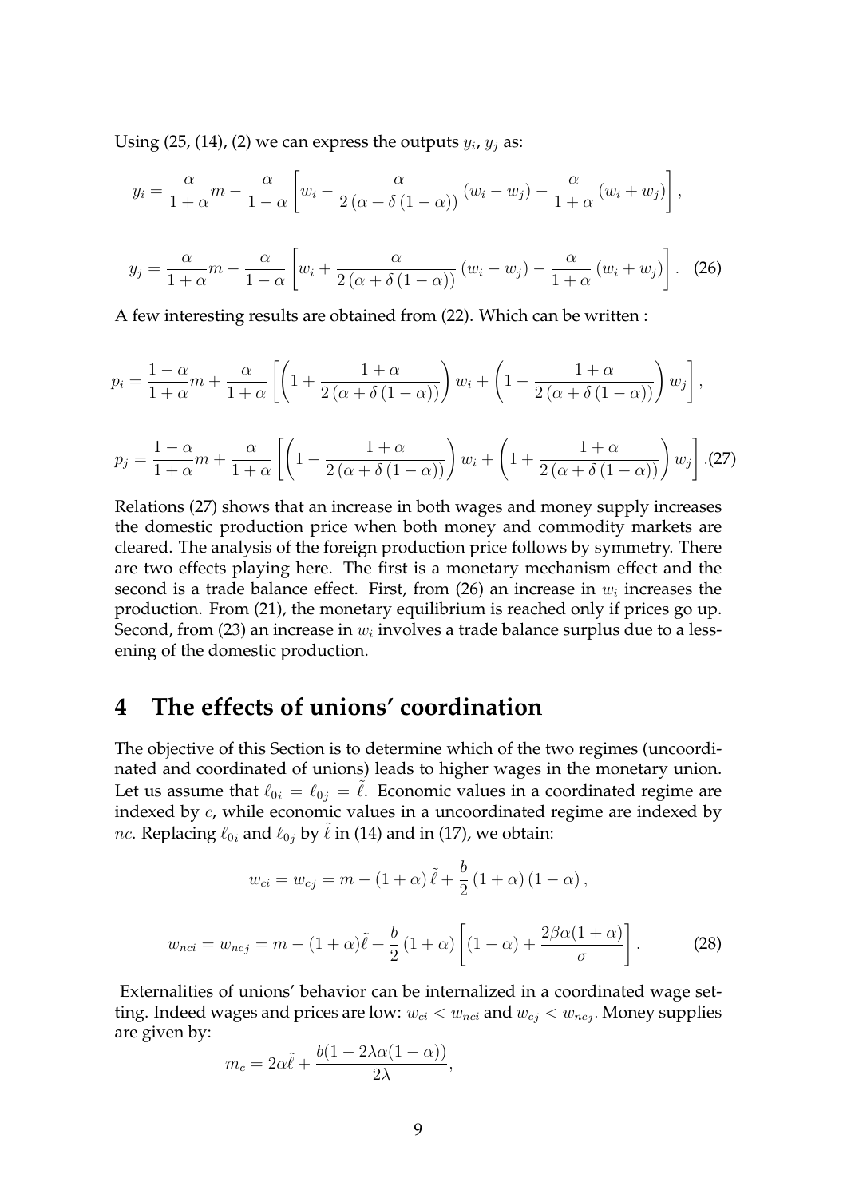Using (25, (14), (2) we can express the outputs $y_i$, $y_j$ as:

$$y_i = \frac{\alpha}{1+\alpha}m - \frac{\alpha}{1-\alpha}\left[w_i - \frac{\alpha}{2\left(\alpha + \delta\left(1-\alpha\right)\right)}\left(w_i - w_j\right) - \frac{\alpha}{1+\alpha}\left(w_i + w_j\right)\right],$$

$$y_j = \frac{\alpha}{1+\alpha}m - \frac{\alpha}{1-\alpha}\left[w_i + \frac{\alpha}{2\left(\alpha + \delta\left(1-\alpha\right)\right)}\left(w_i - w_j\right) - \frac{\alpha}{1+\alpha}\left(w_i + w_j\right)\right]. \quad (26)$$

A few interesting results are obtained from (22). Which can be written :

$$p_i = \frac{1-\alpha}{1+\alpha}m + \frac{\alpha}{1+\alpha}\left[\left(1 + \frac{1+\alpha}{2\left(\alpha + \delta\left(1-\alpha\right)\right)}\right)w_i + \left(1 - \frac{1+\alpha}{2\left(\alpha + \delta\left(1-\alpha\right)\right)}\right)w_j\right],$$

$$p_j = \frac{1-\alpha}{1+\alpha}m + \frac{\alpha}{1+\alpha}\left[\left(1 - \frac{1+\alpha}{2\left(\alpha + \delta\left(1-\alpha\right)\right)}\right)w_i + \left(1 + \frac{1+\alpha}{2\left(\alpha + \delta\left(1-\alpha\right)\right)}\right)w_j\right]. (27)$$

Relations (27) shows that an increase in both wages and money supply increases the domestic production price when both money and commodity markets are cleared. The analysis of the foreign production price follows by symmetry. There are two effects playing here. The first is a monetary mechanism effect and the second is a trade balance effect. First, from (26) an increase in $w_i$ increases the production. From (21), the monetary equilibrium is reached only if prices go up. Second, from (23) an increase in $w_i$ involves a trade balance surplus due to a lessening of the domestic production.

# 4 The effects of unions' coordination

The objective of this Section is to determine which of the two regimes (uncoordinated and coordinated of unions) leads to higher wages in the monetary union. Let us assume that $\ell_{0i} = \ell_{0j} = \tilde{\ell}$. Economic values in a coordinated regime are indexed by $c$, while economic values in a uncoordinated regime are indexed by $nc$. Replacing $\ell_{0i}$ and $\ell_{0j}$ by $\tilde{\ell}$ in (14) and in (17), we obtain:

$$w_{ci} = w_{cj} = m - \left(1+\alpha\right)\tilde{\ell} + \frac{b}{2}\left(1+\alpha\right)\left(1-\alpha\right),$$

$$w_{nci} = w_{ncj} = m - (1+\alpha)\tilde{\ell} + \frac{b}{2}\left(1+\alpha\right)\left[\left(1-\alpha\right) + \frac{2\beta\alpha(1+\alpha)}{\sigma}\right]. \quad (28)$$

Externalities of unions' behavior can be internalized in a coordinated wage setting. Indeed wages and prices are low: $w_{ci} < w_{nci}$ and $w_{cj} < w_{ncj}$. Money supplies are given by:

$$m_c = 2\alpha\tilde{\ell} + \frac{b(1 - 2\lambda\alpha(1-\alpha))}{2\lambda},$$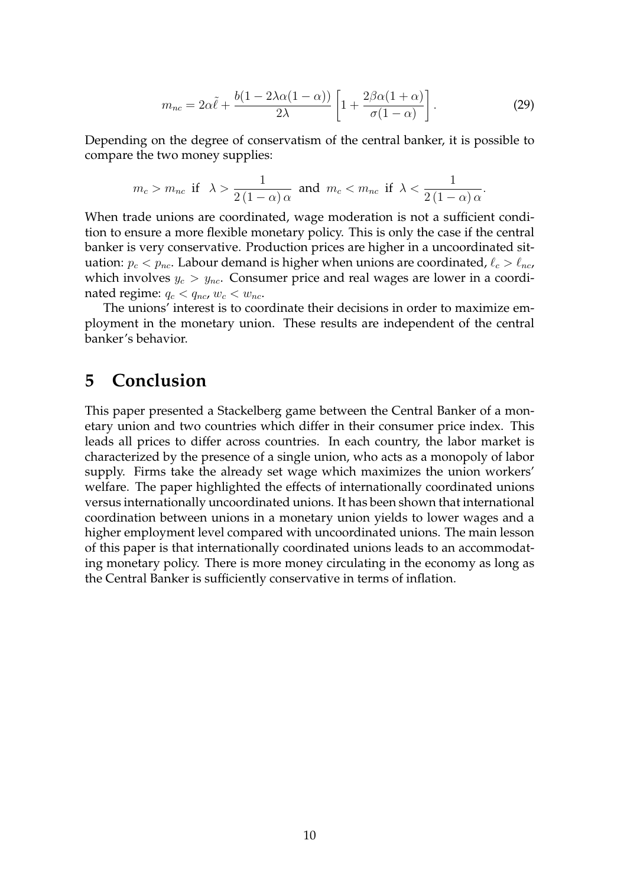$$m_{nc} = 2\alpha\tilde{\ell} + \frac{b(1-2\lambda\alpha(1-\alpha))}{2\lambda}\left[1 + \frac{2\beta\alpha(1+\alpha)}{\sigma(1-\alpha)}\right]. \tag{29}$$

Depending on the degree of conservatism of the central banker, it is possible to compare the two money supplies:

$$m_c > m_{nc} \text{ if } \lambda > \frac{1}{2\left(1-\alpha\right)\alpha} \text{ and } m_c < m_{nc} \text{ if } \lambda < \frac{1}{2\left(1-\alpha\right)\alpha}.$$

When trade unions are coordinated, wage moderation is not a sufficient condition to ensure a more flexible monetary policy. This is only the case if the central banker is very conservative. Production prices are higher in a uncoordinated situation: $p_c < p_{nc}$. Labour demand is higher when unions are coordinated, $\ell_c > \ell_{nc}$, which involves $y_c > y_{nc}$. Consumer price and real wages are lower in a coordinated regime: $q_c < q_{nc}$, $w_c < w_{nc}$.

The unions' interest is to coordinate their decisions in order to maximize employment in the monetary union. These results are independent of the central banker's behavior.

# 5 Conclusion

This paper presented a Stackelberg game between the Central Banker of a monetary union and two countries which differ in their consumer price index. This leads all prices to differ across countries. In each country, the labor market is characterized by the presence of a single union, who acts as a monopoly of labor supply. Firms take the already set wage which maximizes the union workers' welfare. The paper highlighted the effects of internationally coordinated unions versus internationally uncoordinated unions. It has been shown that international coordination between unions in a monetary union yields to lower wages and a higher employment level compared with uncoordinated unions. The main lesson of this paper is that internationally coordinated unions leads to an accommodating monetary policy. There is more money circulating in the economy as long as the Central Banker is sufficiently conservative in terms of inflation.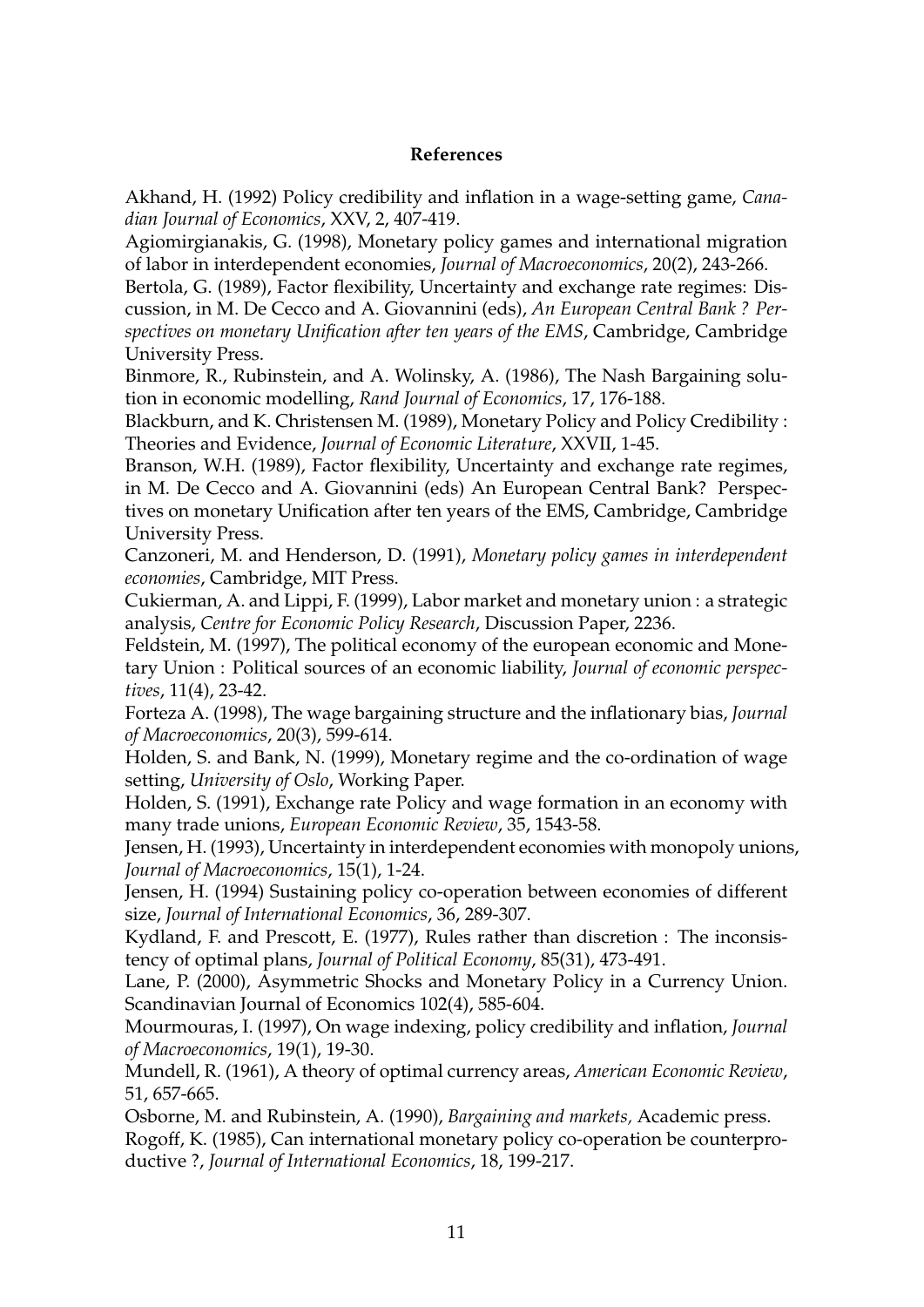**References**

Akhand, H. (1992) Policy credibility and inflation in a wage-setting game, *Canadian Journal of Economics*, XXV, 2, 407-419.

Agiomirgianakis, G. (1998), Monetary policy games and international migration of labor in interdependent economies, *Journal of Macroeconomics*, 20(2), 243-266.

Bertola, G. (1989), Factor flexibility, Uncertainty and exchange rate regimes: Discussion, in M. De Cecco and A. Giovannini (eds), *An European Central Bank ? Perspectives on monetary Unification after ten years of the EMS*, Cambridge, Cambridge University Press.

Binmore, R., Rubinstein, and A. Wolinsky, A. (1986), The Nash Bargaining solution in economic modelling, *Rand Journal of Economics*, 17, 176-188.

Blackburn, and K. Christensen M. (1989), Monetary Policy and Policy Credibility : Theories and Evidence, *Journal of Economic Literature*, XXVII, 1-45.

Branson, W.H. (1989), Factor flexibility, Uncertainty and exchange rate regimes, in M. De Cecco and A. Giovannini (eds) An European Central Bank? Perspectives on monetary Unification after ten years of the EMS, Cambridge, Cambridge University Press.

Canzoneri, M. and Henderson, D. (1991), *Monetary policy games in interdependent economies*, Cambridge, MIT Press.

Cukierman, A. and Lippi, F. (1999), Labor market and monetary union : a strategic analysis, *Centre for Economic Policy Research*, Discussion Paper, 2236.

Feldstein, M. (1997), The political economy of the european economic and Monetary Union : Political sources of an economic liability, *Journal of economic perspectives*, 11(4), 23-42.

Forteza A. (1998), The wage bargaining structure and the inflationary bias, *Journal of Macroeconomics*, 20(3), 599-614.

Holden, S. and Bank, N. (1999), Monetary regime and the co-ordination of wage setting, *University of Oslo*, Working Paper.

Holden, S. (1991), Exchange rate Policy and wage formation in an economy with many trade unions, *European Economic Review*, 35, 1543-58.

Jensen, H. (1993), Uncertainty in interdependent economies with monopoly unions, *Journal of Macroeconomics*, 15(1), 1-24.

Jensen, H. (1994) Sustaining policy co-operation between economies of different size, *Journal of International Economics*, 36, 289-307.

Kydland, F. and Prescott, E. (1977), Rules rather than discretion : The inconsistency of optimal plans, *Journal of Political Economy*, 85(31), 473-491.

Lane, P. (2000), Asymmetric Shocks and Monetary Policy in a Currency Union. Scandinavian Journal of Economics 102(4), 585-604.

Mourmouras, I. (1997), On wage indexing, policy credibility and inflation, *Journal of Macroeconomics*, 19(1), 19-30.

Mundell, R. (1961), A theory of optimal currency areas, *American Economic Review*, 51, 657-665.

Osborne, M. and Rubinstein, A. (1990), *Bargaining and markets,* Academic press.

Rogoff, K. (1985), Can international monetary policy co-operation be counterproductive ?, *Journal of International Economics*, 18, 199-217.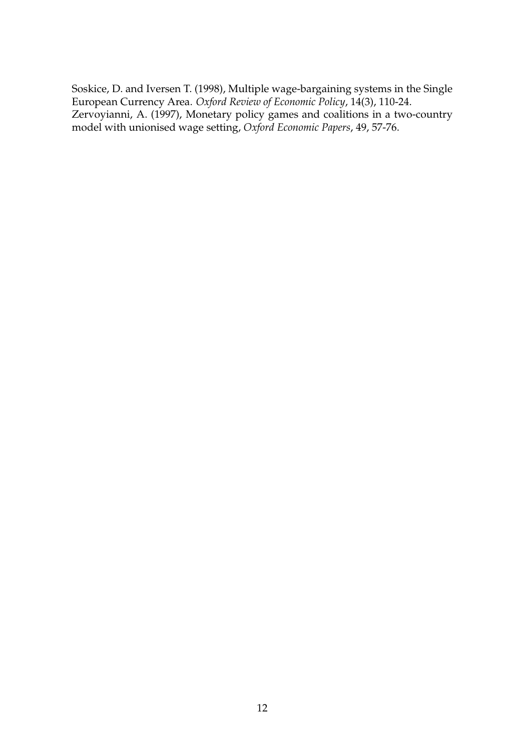Soskice, D. and Iversen T. (1998), Multiple wage-bargaining systems in the Single European Currency Area. *Oxford Review of Economic Policy*, 14(3), 110-24.

Zervoyianni, A. (1997), Monetary policy games and coalitions in a two-country model with unionised wage setting, *Oxford Economic Papers*, 49, 57-76.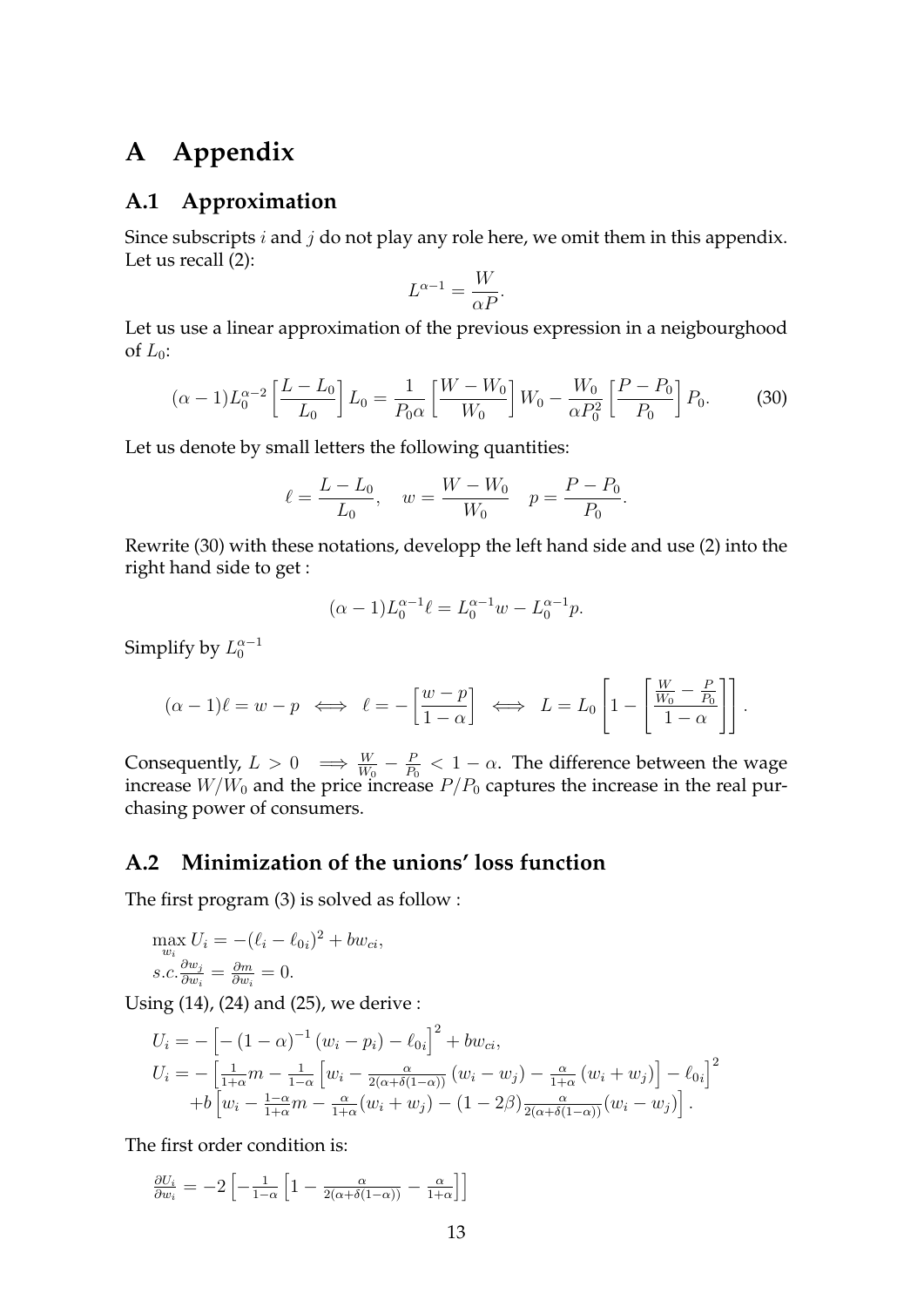# A Appendix

## A.1 Approximation

Since subscripts $i$ and $j$ do not play any role here, we omit them in this appendix. Let us recall (2):

$$L^{\alpha-1} = \frac{W}{\alpha P}.$$

Let us use a linear approximation of the previous expression in a neigbourghood of $L_0$:

$$(\alpha - 1)L_0^{\alpha-2}\left[\frac{L - L_0}{L_0}\right]L_0 = \frac{1}{P_0\alpha}\left[\frac{W - W_0}{W_0}\right]W_0 - \frac{W_0}{\alpha P_0^2}\left[\frac{P - P_0}{P_0}\right]P_0. \tag{30}$$

Let us denote by small letters the following quantities:

$$\ell = \frac{L - L_0}{L_0}, \quad w = \frac{W - W_0}{W_0} \quad p = \frac{P - P_0}{P_0}.$$

Rewrite (30) with these notations, developp the left hand side and use (2) into the right hand side to get :

$$(\alpha - 1)L_0^{\alpha-1}\ell = L_0^{\alpha-1}w - L_0^{\alpha-1}p.$$

Simplify by $L_0^{\alpha-1}$

$$(\alpha - 1)\ell = w - p \iff \ell = -\left[\frac{w - p}{1 - \alpha}\right] \iff L = L_0\left[1 - \left[\frac{\frac{W}{W_0} - \frac{P}{P_0}}{1 - \alpha}\right]\right].$$

Consequently, $L > 0 \implies \frac{W}{W_0} - \frac{P}{P_0} < 1 - \alpha$. The difference between the wage increase $W/W_0$ and the price increase $P/P_0$ captures the increase in the real purchasing power of consumers.

## A.2 Minimization of the unions' loss function

The first program (3) is solved as follow :

$\max_{w_i} U_i = -(\ell_i - \ell_{0i})^2 + bw_{ci},$
$s.c. \frac{\partial w_j}{\partial w_i} = \frac{\partial m}{\partial w_i} = 0.$

Using (14), (24) and (25), we derive :

$U_i = -\left[-(1-\alpha)^{-1}(w_i - p_i) - \ell_{0i}\right]^2 + bw_{ci},$
$U_i = -\left[\frac{1}{1+\alpha}m - \frac{1}{1-\alpha}\left[w_i - \frac{\alpha}{2(\alpha+\delta(1-\alpha))}(w_i - w_j) - \frac{\alpha}{1+\alpha}(w_i + w_j)\right] - \ell_{0i}\right]^2$
$\quad + b\left[w_i - \frac{1-\alpha}{1+\alpha}m - \frac{\alpha}{1+\alpha}(w_i + w_j) - (1 - 2\beta)\frac{\alpha}{2(\alpha+\delta(1-\alpha))}(w_i - w_j)\right].$

The first order condition is:

$\frac{\partial U_i}{\partial w_i} = -2\left[-\frac{1}{1-\alpha}\left[1 - \frac{\alpha}{2(\alpha+\delta(1-\alpha))} - \frac{\alpha}{1+\alpha}\right]\right]$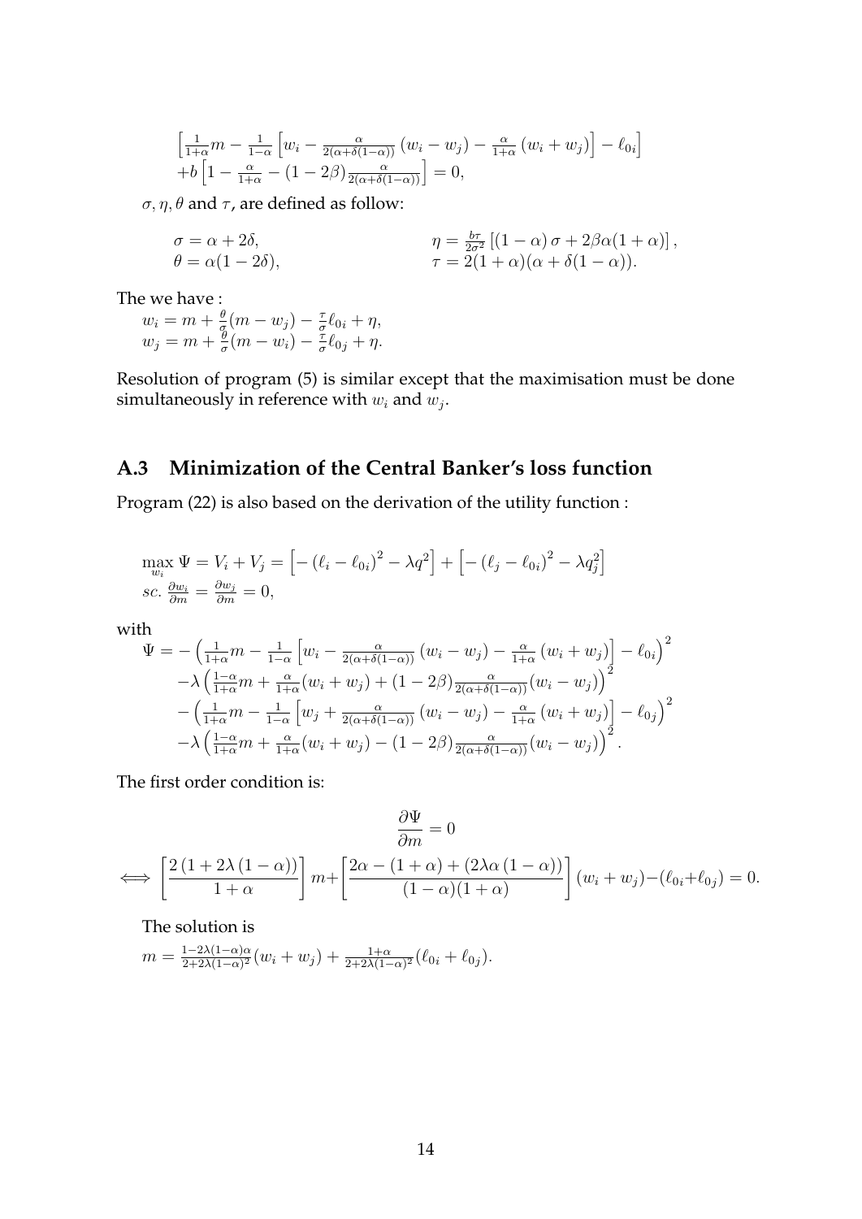$$\left[\frac{1}{1+\alpha}m - \frac{1}{1-\alpha}\left[w_i - \frac{\alpha}{2(\alpha+\delta(1-\alpha))}\left(w_i - w_j\right) - \frac{\alpha}{1+\alpha}\left(w_i + w_j\right)\right] - \ell_{0i}\right]$$
$$+b\left[1 - \frac{\alpha}{1+\alpha} - (1-2\beta)\frac{\alpha}{2(\alpha+\delta(1-\alpha))}\right] = 0,$$

$\sigma, \eta, \theta$ and $\tau$, are defined as follow:

$$\sigma = \alpha + 2\delta, \qquad \eta = \frac{b\tau}{2\sigma^2}\left[(1-\alpha)\sigma + 2\beta\alpha(1+\alpha)\right],$$
$$\theta = \alpha(1-2\delta), \qquad \tau = 2(1+\alpha)(\alpha+\delta(1-\alpha)).$$

The we have :

$$w_i = m + \frac{\theta}{\sigma}(m - w_j) - \frac{\tau}{\sigma}\ell_{0i} + \eta,$$
$$w_j = m + \frac{\theta}{\sigma}(m - w_i) - \frac{\tau}{\sigma}\ell_{0j} + \eta.$$

Resolution of program (5) is similar except that the maximisation must be done simultaneously in reference with $w_i$ and $w_j$.

## A.3 Minimization of the Central Banker's loss function

Program (22) is also based on the derivation of the utility function :

$$\max_{w_i} \Psi = V_i + V_j = \left[-\left(\ell_i - \ell_{0i}\right)^2 - \lambda q^2\right] + \left[-\left(\ell_j - \ell_{0i}\right)^2 - \lambda q_j^2\right]$$
$$sc.\ \frac{\partial w_i}{\partial m} = \frac{\partial w_j}{\partial m} = 0,$$

with

$$\Psi = -\left(\frac{1}{1+\alpha}m - \frac{1}{1-\alpha}\left[w_i - \frac{\alpha}{2(\alpha+\delta(1-\alpha))}\left(w_i - w_j\right) - \frac{\alpha}{1+\alpha}\left(w_i + w_j\right)\right] - \ell_{0i}\right)^2$$
$$-\lambda\left(\frac{1-\alpha}{1+\alpha}m + \frac{\alpha}{1+\alpha}(w_i + w_j) + (1-2\beta)\frac{\alpha}{2(\alpha+\delta(1-\alpha))}(w_i - w_j)\right)^2$$
$$-\left(\frac{1}{1+\alpha}m - \frac{1}{1-\alpha}\left[w_j + \frac{\alpha}{2(\alpha+\delta(1-\alpha))}\left(w_i - w_j\right) - \frac{\alpha}{1+\alpha}\left(w_i + w_j\right)\right] - \ell_{0j}\right)^2$$
$$-\lambda\left(\frac{1-\alpha}{1+\alpha}m + \frac{\alpha}{1+\alpha}(w_i + w_j) - (1-2\beta)\frac{\alpha}{2(\alpha+\delta(1-\alpha))}(w_i - w_j)\right)^2.$$

The first order condition is:

$$\frac{\partial \Psi}{\partial m} = 0$$
$$\iff \left[\frac{2\left(1 + 2\lambda\left(1-\alpha\right)\right)}{1+\alpha}\right]m + \left[\frac{2\alpha - (1+\alpha) + \left(2\lambda\alpha\left(1-\alpha\right)\right)}{(1-\alpha)(1+\alpha)}\right](w_i + w_j) - (\ell_{0i} + \ell_{0j}) = 0.$$

The solution is

$$m = \frac{1-2\lambda(1-\alpha)\alpha}{2+2\lambda(1-\alpha)^2}(w_i + w_j) + \frac{1+\alpha}{2+2\lambda(1-\alpha)^2}(\ell_{0i} + \ell_{0j}).$$